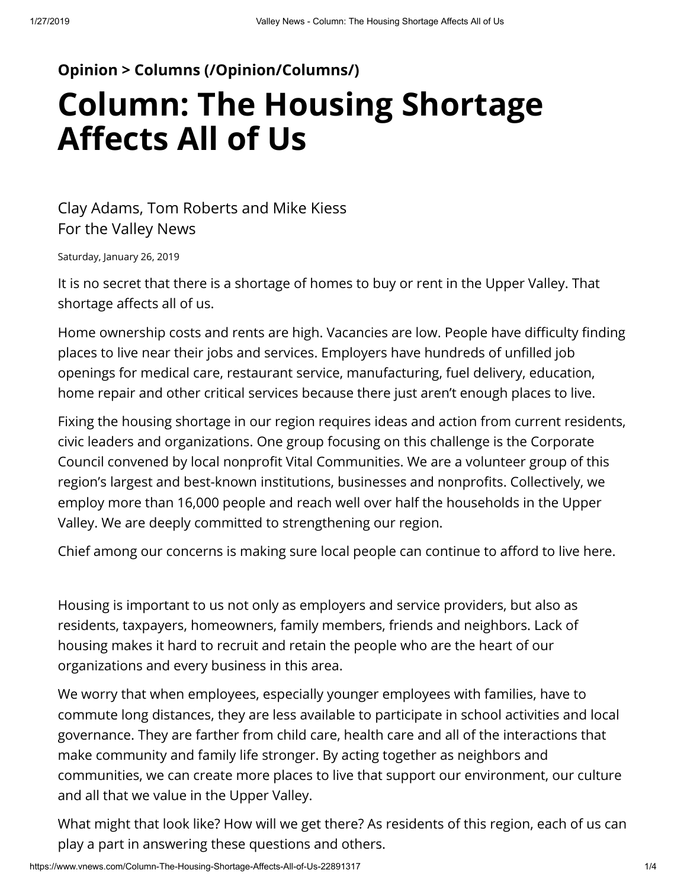**Opinion > Columns (/Opinion/Columns/)**

# Column: The Housing Shortage Affects All of Us

Clay Adams, Tom Roberts and Mike Kiess
For the Valley News

Saturday, January 26, 2019

It is no secret that there is a shortage of homes to buy or rent in the Upper Valley. That shortage affects all of us.

Home ownership costs and rents are high. Vacancies are low. People have difficulty finding places to live near their jobs and services. Employers have hundreds of unfilled job openings for medical care, restaurant service, manufacturing, fuel delivery, education, home repair and other critical services because there just aren't enough places to live.

Fixing the housing shortage in our region requires ideas and action from current residents, civic leaders and organizations. One group focusing on this challenge is the Corporate Council convened by local nonprofit Vital Communities. We are a volunteer group of this region's largest and best-known institutions, businesses and nonprofits. Collectively, we employ more than 16,000 people and reach well over half the households in the Upper Valley. We are deeply committed to strengthening our region.

Chief among our concerns is making sure local people can continue to afford to live here.

Housing is important to us not only as employers and service providers, but also as residents, taxpayers, homeowners, family members, friends and neighbors. Lack of housing makes it hard to recruit and retain the people who are the heart of our organizations and every business in this area.

We worry that when employees, especially younger employees with families, have to commute long distances, they are less available to participate in school activities and local governance. They are farther from child care, health care and all of the interactions that make community and family life stronger. By acting together as neighbors and communities, we can create more places to live that support our environment, our culture and all that we value in the Upper Valley.

What might that look like? How will we get there? As residents of this region, each of us can play a part in answering these questions and others.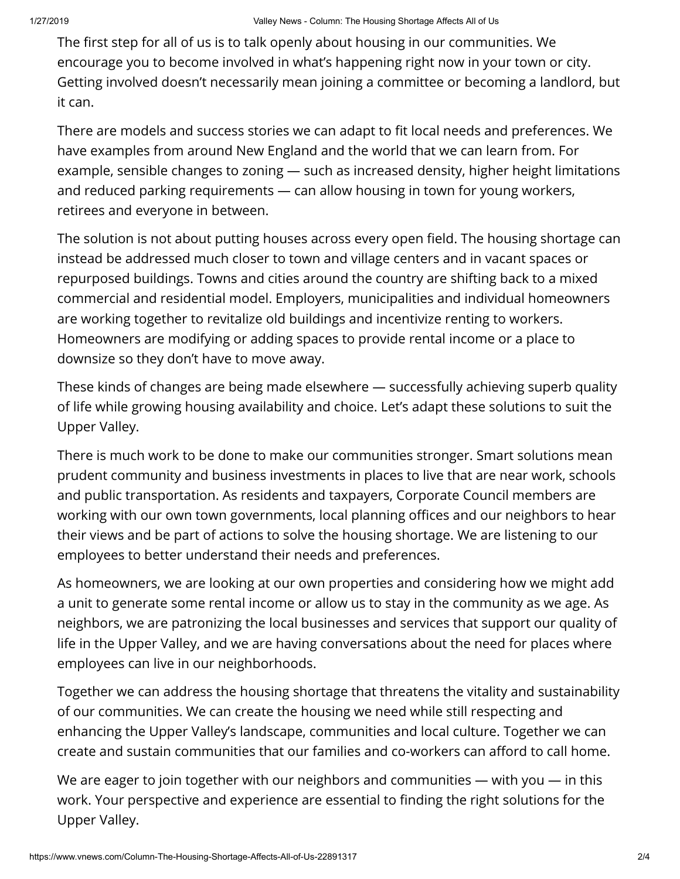The first step for all of us is to talk openly about housing in our communities. We encourage you to become involved in what's happening right now in your town or city. Getting involved doesn't necessarily mean joining a committee or becoming a landlord, but it can.

There are models and success stories we can adapt to fit local needs and preferences. We have examples from around New England and the world that we can learn from. For example, sensible changes to zoning — such as increased density, higher height limitations and reduced parking requirements — can allow housing in town for young workers, retirees and everyone in between.

The solution is not about putting houses across every open field. The housing shortage can instead be addressed much closer to town and village centers and in vacant spaces or repurposed buildings. Towns and cities around the country are shifting back to a mixed commercial and residential model. Employers, municipalities and individual homeowners are working together to revitalize old buildings and incentivize renting to workers. Homeowners are modifying or adding spaces to provide rental income or a place to downsize so they don't have to move away.

These kinds of changes are being made elsewhere — successfully achieving superb quality of life while growing housing availability and choice. Let's adapt these solutions to suit the Upper Valley.

There is much work to be done to make our communities stronger. Smart solutions mean prudent community and business investments in places to live that are near work, schools and public transportation. As residents and taxpayers, Corporate Council members are working with our own town governments, local planning offices and our neighbors to hear their views and be part of actions to solve the housing shortage. We are listening to our employees to better understand their needs and preferences.

As homeowners, we are looking at our own properties and considering how we might add a unit to generate some rental income or allow us to stay in the community as we age. As neighbors, we are patronizing the local businesses and services that support our quality of life in the Upper Valley, and we are having conversations about the need for places where employees can live in our neighborhoods.

Together we can address the housing shortage that threatens the vitality and sustainability of our communities. We can create the housing we need while still respecting and enhancing the Upper Valley's landscape, communities and local culture. Together we can create and sustain communities that our families and co-workers can afford to call home.

We are eager to join together with our neighbors and communities — with you — in this work. Your perspective and experience are essential to finding the right solutions for the Upper Valley.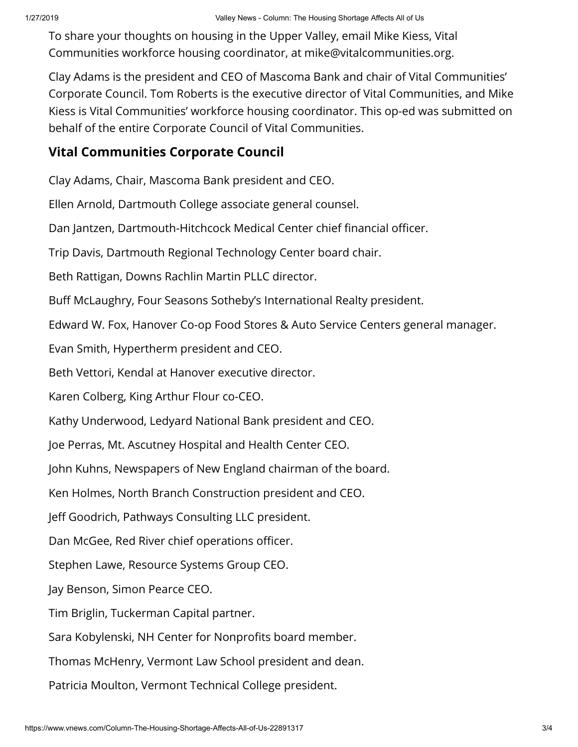To share your thoughts on housing in the Upper Valley, email Mike Kiess, Vital Communities workforce housing coordinator, at mike@vitalcommunities.org.

Clay Adams is the president and CEO of Mascoma Bank and chair of Vital Communities' Corporate Council. Tom Roberts is the executive director of Vital Communities, and Mike Kiess is Vital Communities' workforce housing coordinator. This op-ed was submitted on behalf of the entire Corporate Council of Vital Communities.

### Vital Communities Corporate Council

Clay Adams, Chair, Mascoma Bank president and CEO.

Ellen Arnold, Dartmouth College associate general counsel.

Dan Jantzen, Dartmouth-Hitchcock Medical Center chief financial officer.

Trip Davis, Dartmouth Regional Technology Center board chair.

Beth Rattigan, Downs Rachlin Martin PLLC director.

Buff McLaughry, Four Seasons Sotheby's International Realty president.

Edward W. Fox, Hanover Co-op Food Stores & Auto Service Centers general manager.

Evan Smith, Hypertherm president and CEO.

Beth Vettori, Kendal at Hanover executive director.

Karen Colberg, King Arthur Flour co-CEO.

Kathy Underwood, Ledyard National Bank president and CEO.

Joe Perras, Mt. Ascutney Hospital and Health Center CEO.

John Kuhns, Newspapers of New England chairman of the board.

Ken Holmes, North Branch Construction president and CEO.

Jeff Goodrich, Pathways Consulting LLC president.

Dan McGee, Red River chief operations officer.

Stephen Lawe, Resource Systems Group CEO.

Jay Benson, Simon Pearce CEO.

Tim Briglin, Tuckerman Capital partner.

Sara Kobylenski, NH Center for Nonprofits board member.

Thomas McHenry, Vermont Law School president and dean.

Patricia Moulton, Vermont Technical College president.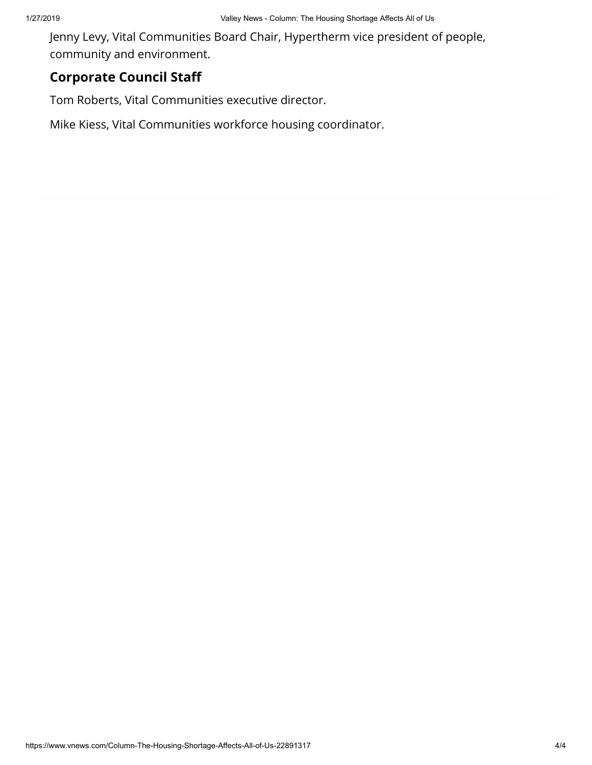Jenny Levy, Vital Communities Board Chair, Hypertherm vice president of people, community and environment.

## Corporate Council Staff

Tom Roberts, Vital Communities executive director.

Mike Kiess, Vital Communities workforce housing coordinator.